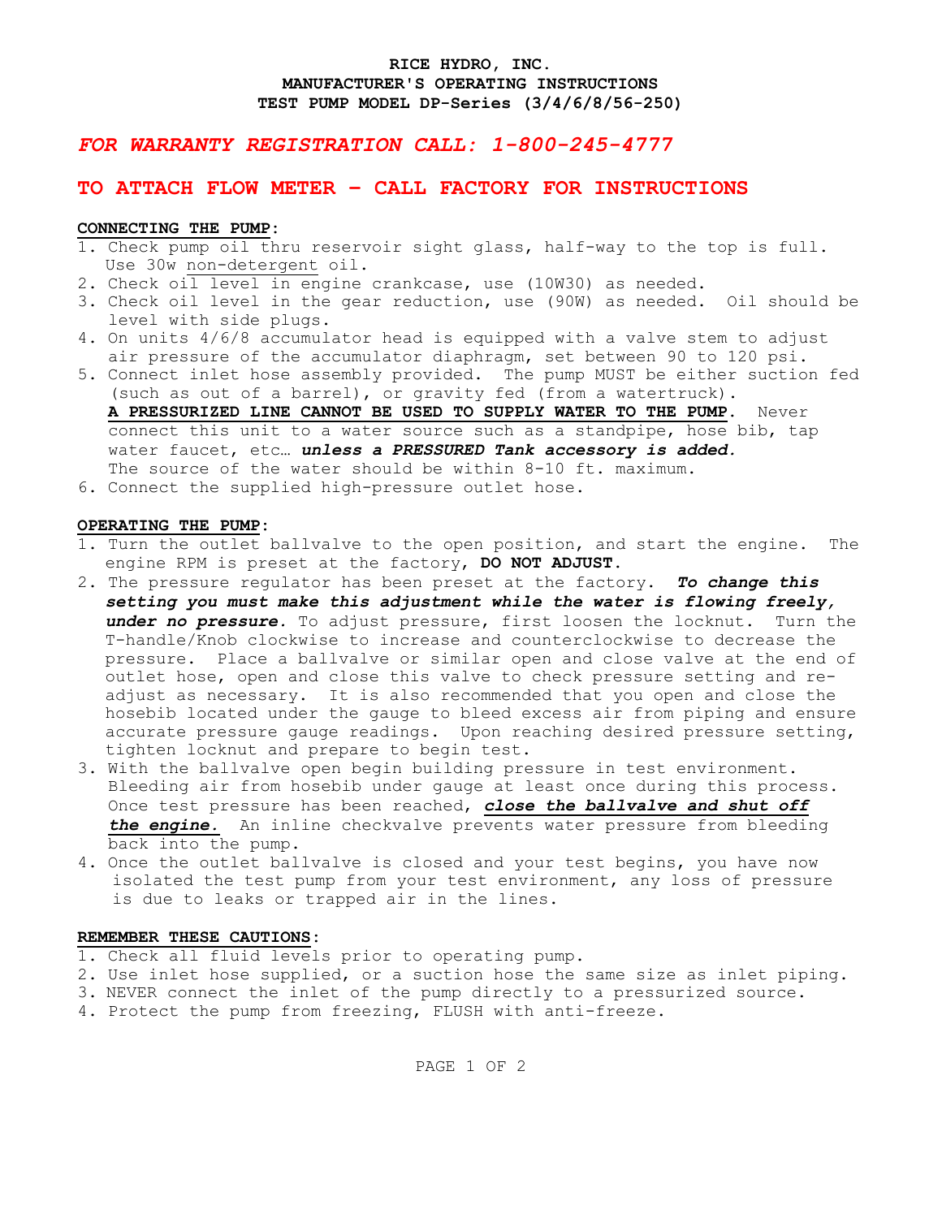**RICE HYDRO, INC.**
**MANUFACTURER'S OPERATING INSTRUCTIONS**
**TEST PUMP MODEL DP-Series (3/4/6/8/56-250)**

## *FOR WARRANTY REGISTRATION CALL: 1-800-245-4777*

## TO ATTACH FLOW METER – CALL FACTORY FOR INSTRUCTIONS

### CONNECTING THE PUMP:

1. Check pump oil thru reservoir sight glass, half-way to the top is full. Use 30w non-detergent oil.
2. Check oil level in engine crankcase, use (10W30) as needed.
3. Check oil level in the gear reduction, use (90W) as needed. Oil should be level with side plugs.
4. On units 4/6/8 accumulator head is equipped with a valve stem to adjust air pressure of the accumulator diaphragm, set between 90 to 120 psi.
5. Connect inlet hose assembly provided. The pump MUST be either suction fed (such as out of a barrel), or gravity fed (from a watertruck). **A PRESSURIZED LINE CANNOT BE USED TO SUPPLY WATER TO THE PUMP.** Never connect this unit to a water source such as a standpipe, hose bib, tap water faucet, etc… ***unless a PRESSURED Tank accessory is added.*** The source of the water should be within 8-10 ft. maximum.
6. Connect the supplied high-pressure outlet hose.

### OPERATING THE PUMP:

1. Turn the outlet ballvalve to the open position, and start the engine. The engine RPM is preset at the factory, **DO NOT ADJUST.**
2. The pressure regulator has been preset at the factory. ***To change this setting you must make this adjustment while the water is flowing freely, under no pressure.*** To adjust pressure, first loosen the locknut. Turn the T-handle/Knob clockwise to increase and counterclockwise to decrease the pressure. Place a ballvalve or similar open and close valve at the end of outlet hose, open and close this valve to check pressure setting and re-adjust as necessary. It is also recommended that you open and close the hosebib located under the gauge to bleed excess air from piping and ensure accurate pressure gauge readings. Upon reaching desired pressure setting, tighten locknut and prepare to begin test.
3. With the ballvalve open begin building pressure in test environment. Bleeding air from hosebib under gauge at least once during this process. Once test pressure has been reached, ***close the ballvalve and shut off the engine.*** An inline checkvalve prevents water pressure from bleeding back into the pump.
4. Once the outlet ballvalve is closed and your test begins, you have now isolated the test pump from your test environment, any loss of pressure is due to leaks or trapped air in the lines.

### REMEMBER THESE CAUTIONS:

1. Check all fluid levels prior to operating pump.
2. Use inlet hose supplied, or a suction hose the same size as inlet piping.
3. NEVER connect the inlet of the pump directly to a pressurized source.
4. Protect the pump from freezing, FLUSH with anti-freeze.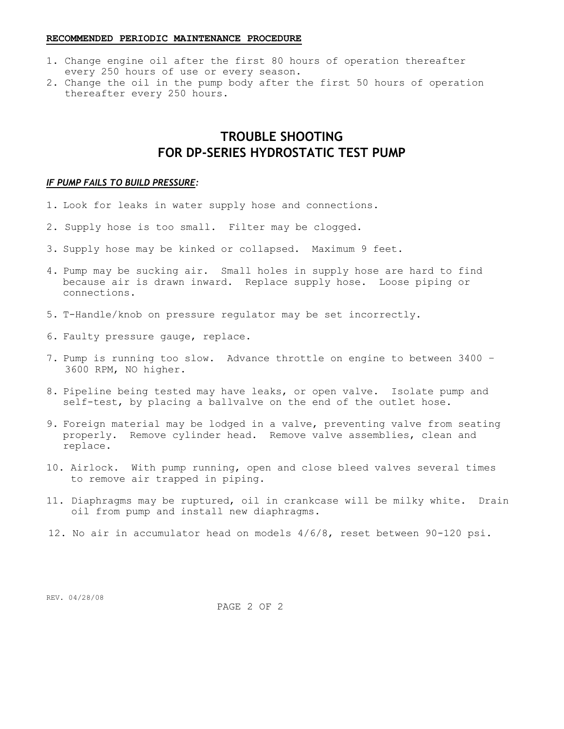**RECOMMENDED PERIODIC MAINTENANCE PROCEDURE**

1. Change engine oil after the first 80 hours of operation thereafter every 250 hours of use or every season.
2. Change the oil in the pump body after the first 50 hours of operation thereafter every 250 hours.

# TROUBLE SHOOTING
# FOR DP-SERIES HYDROSTATIC TEST PUMP

***IF PUMP FAILS TO BUILD PRESSURE*:**

1. Look for leaks in water supply hose and connections.
2. Supply hose is too small. Filter may be clogged.
3. Supply hose may be kinked or collapsed. Maximum 9 feet.
4. Pump may be sucking air. Small holes in supply hose are hard to find because air is drawn inward. Replace supply hose. Loose piping or connections.
5. T-Handle/knob on pressure regulator may be set incorrectly.
6. Faulty pressure gauge, replace.
7. Pump is running too slow. Advance throttle on engine to between 3400 – 3600 RPM, NO higher.
8. Pipeline being tested may have leaks, or open valve. Isolate pump and self-test, by placing a ballvalve on the end of the outlet hose.
9. Foreign material may be lodged in a valve, preventing valve from seating properly. Remove cylinder head. Remove valve assemblies, clean and replace.
10. Airlock. With pump running, open and close bleed valves several times to remove air trapped in piping.
11. Diaphragms may be ruptured, oil in crankcase will be milky white. Drain oil from pump and install new diaphragms.
12. No air in accumulator head on models 4/6/8, reset between 90-120 psi.

REV. 04/28/08